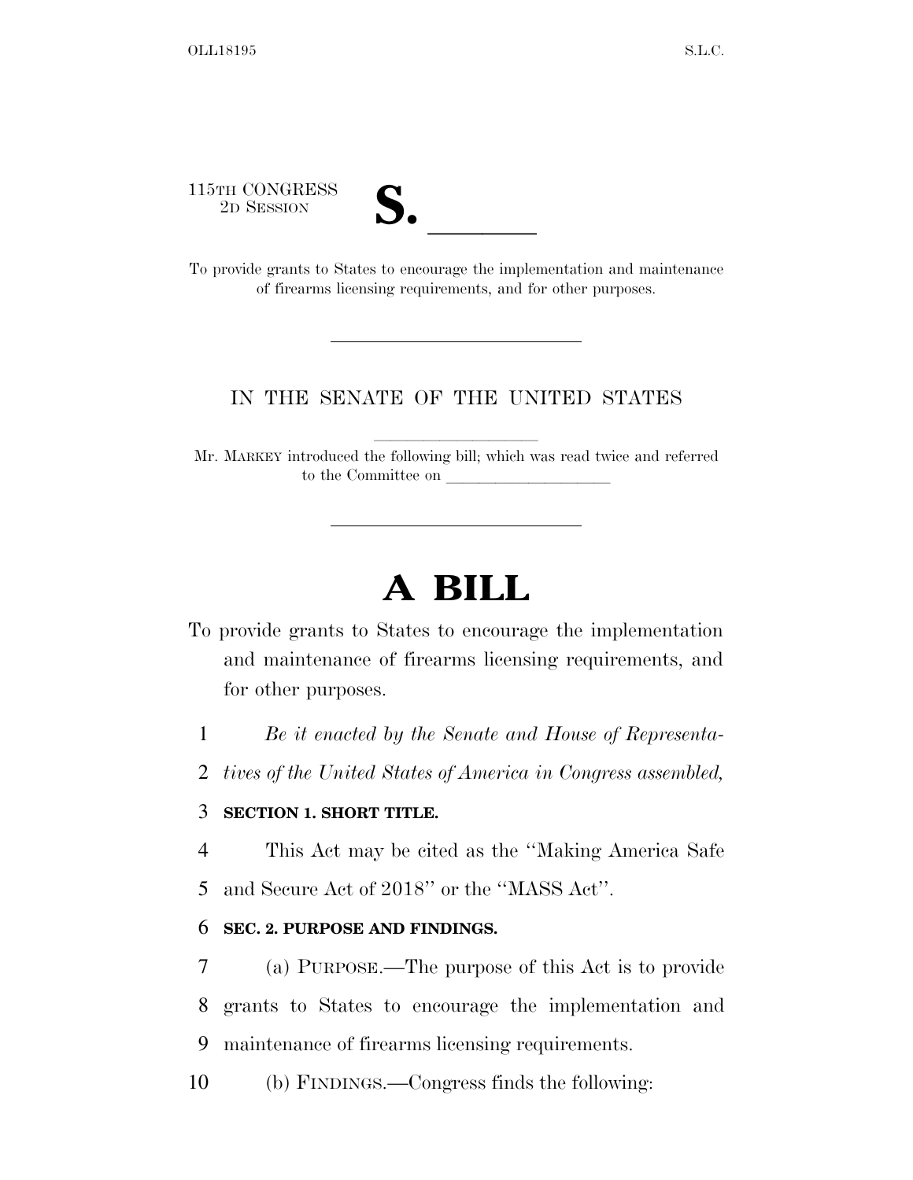115TH CONGRESS
2D SESSION

# S. ______

To provide grants to States to encourage the implementation and maintenance of firearms licensing requirements, and for other purposes.

IN THE SENATE OF THE UNITED STATES

Mr. MARKEY introduced the following bill; which was read twice and referred to the Committee on ____________________

# A BILL

To provide grants to States to encourage the implementation and maintenance of firearms licensing requirements, and for other purposes.

1 *Be it enacted by the Senate and House of Representa-*
2 *tives of the United States of America in Congress assembled,*

3 **SECTION 1. SHORT TITLE.**

4 This Act may be cited as the ''Making America Safe
5 and Secure Act of 2018'' or the ''MASS Act''.

6 **SEC. 2. PURPOSE AND FINDINGS.**

7 (a) PURPOSE.—The purpose of this Act is to provide
8 grants to States to encourage the implementation and
9 maintenance of firearms licensing requirements.

10 (b) FINDINGS.—Congress finds the following: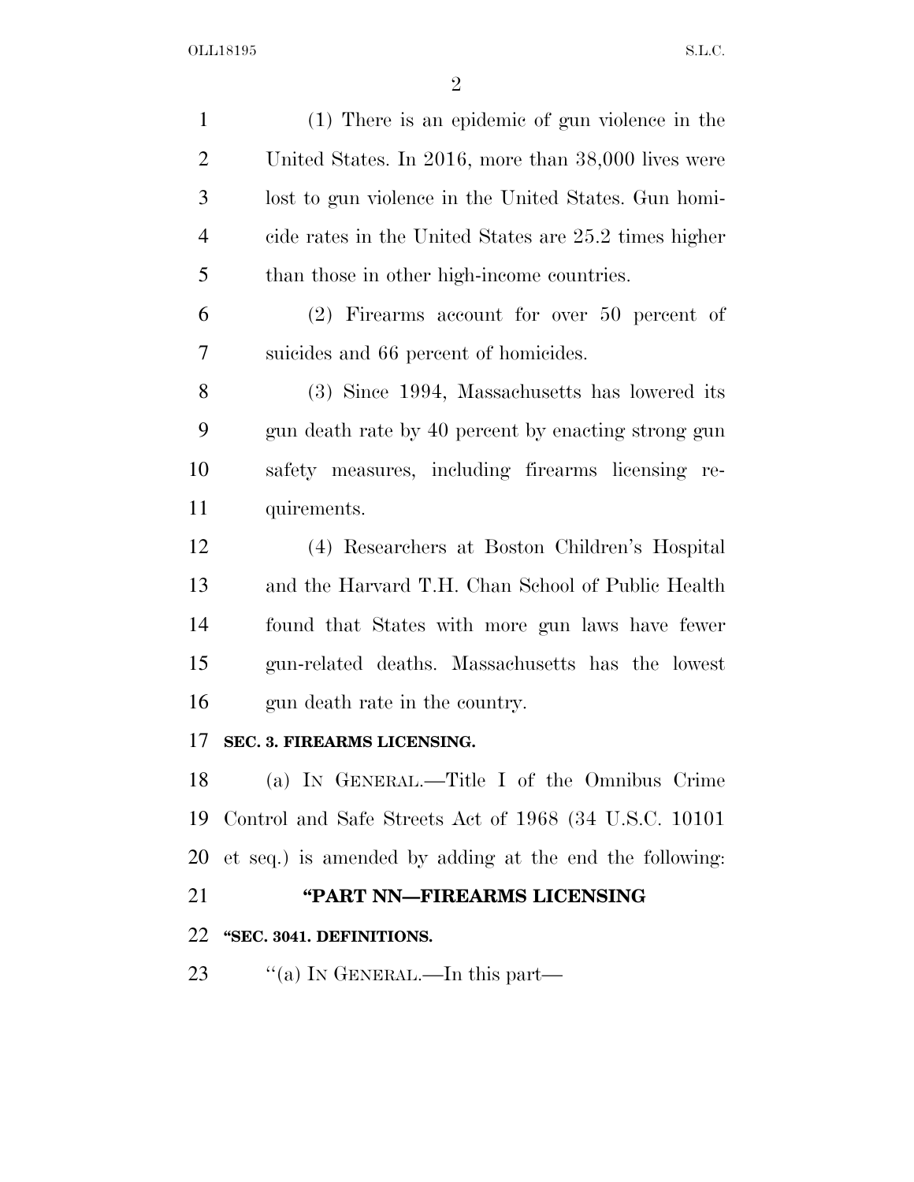(1) There is an epidemic of gun violence in the United States. In 2016, more than 38,000 lives were lost to gun violence in the United States. Gun homicide rates in the United States are 25.2 times higher than those in other high-income countries.

(2) Firearms account for over 50 percent of suicides and 66 percent of homicides.

(3) Since 1994, Massachusetts has lowered its gun death rate by 40 percent by enacting strong gun safety measures, including firearms licensing requirements.

(4) Researchers at Boston Children's Hospital and the Harvard T.H. Chan School of Public Health found that States with more gun laws have fewer gun-related deaths. Massachusetts has the lowest gun death rate in the country.

**SEC. 3. FIREARMS LICENSING.**

(a) IN GENERAL.—Title I of the Omnibus Crime Control and Safe Streets Act of 1968 (34 U.S.C. 10101 et seq.) is amended by adding at the end the following:

**"PART NN—FIREARMS LICENSING**

**"SEC. 3041. DEFINITIONS.**

"(a) IN GENERAL.—In this part—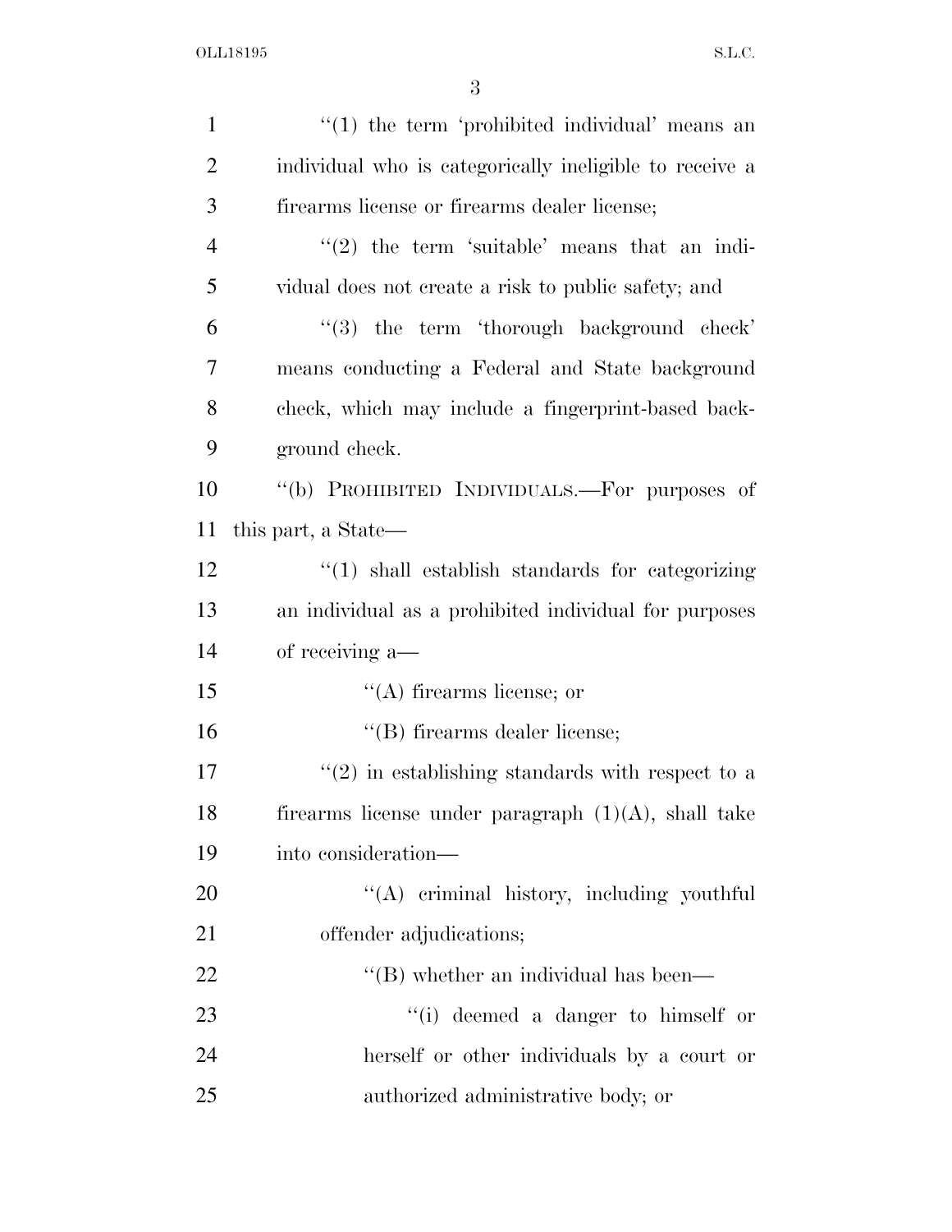''(1) the term 'prohibited individual' means an individual who is categorically ineligible to receive a firearms license or firearms dealer license;

''(2) the term 'suitable' means that an individual does not create a risk to public safety; and

''(3) the term 'thorough background check' means conducting a Federal and State background check, which may include a fingerprint-based background check.

''(b) PROHIBITED INDIVIDUALS.—For purposes of this part, a State—

''(1) shall establish standards for categorizing an individual as a prohibited individual for purposes of receiving a—

''(A) firearms license; or

''(B) firearms dealer license;

''(2) in establishing standards with respect to a firearms license under paragraph (1)(A), shall take into consideration—

''(A) criminal history, including youthful offender adjudications;

''(B) whether an individual has been—

''(i) deemed a danger to himself or herself or other individuals by a court or authorized administrative body; or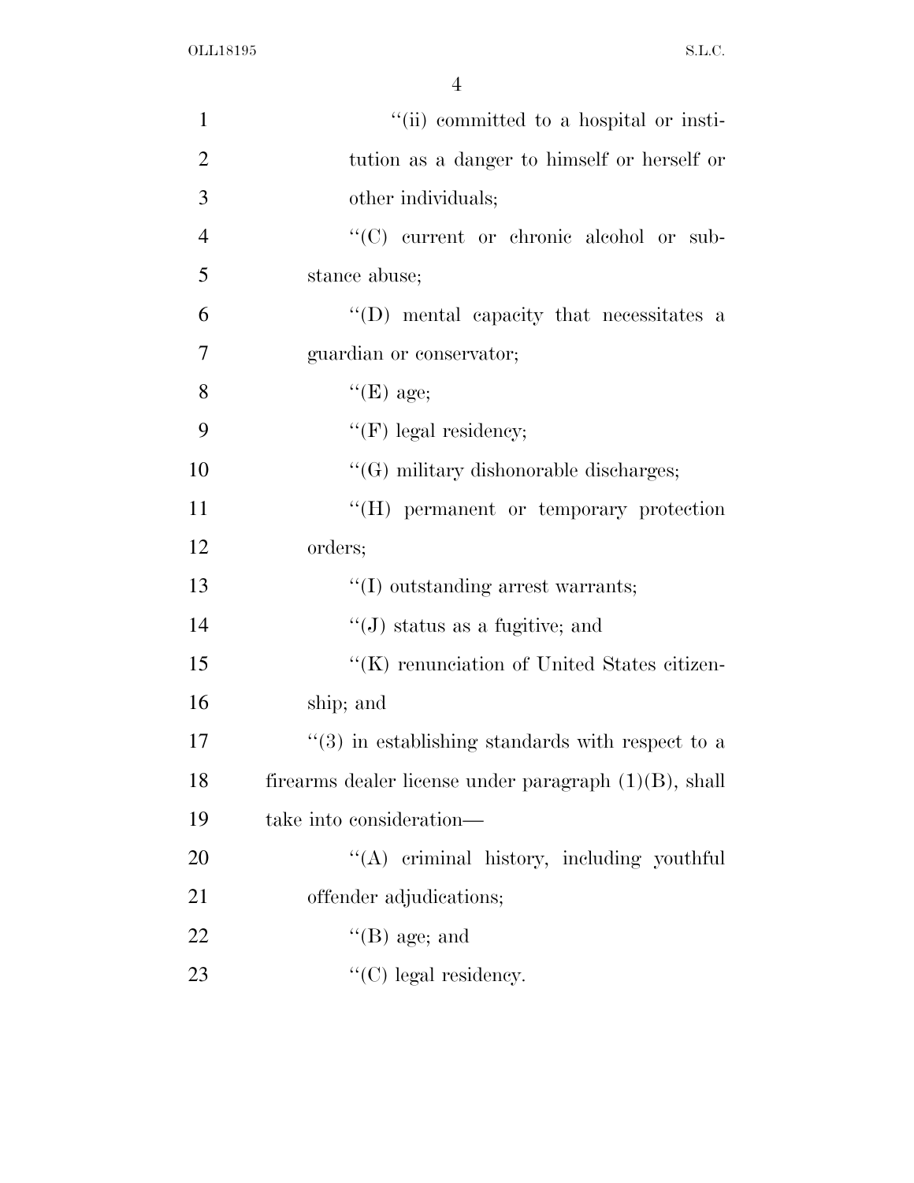''(ii) committed to a hospital or institution as a danger to himself or herself or other individuals;

''(C) current or chronic alcohol or substance abuse;

''(D) mental capacity that necessitates a guardian or conservator;

''(E) age;

''(F) legal residency;

''(G) military dishonorable discharges;

''(H) permanent or temporary protection orders;

''(I) outstanding arrest warrants;

''(J) status as a fugitive; and

''(K) renunciation of United States citizenship; and

''(3) in establishing standards with respect to a firearms dealer license under paragraph (1)(B), shall take into consideration—

''(A) criminal history, including youthful offender adjudications;

''(B) age; and

''(C) legal residency.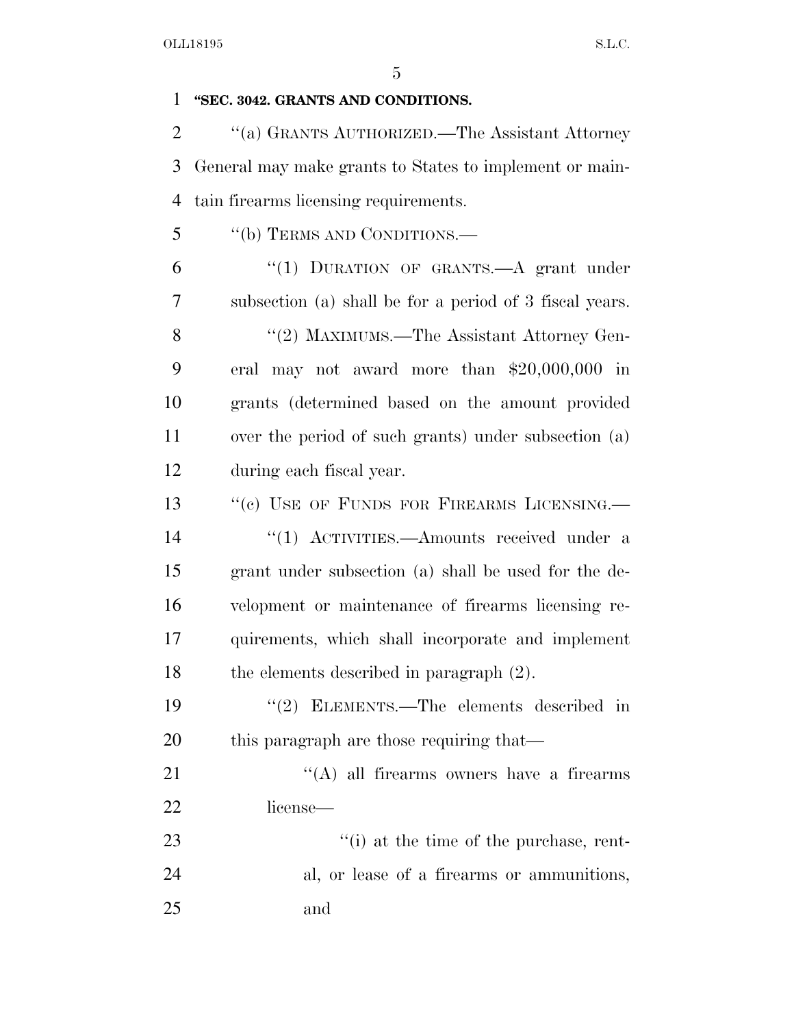**"SEC. 3042. GRANTS AND CONDITIONS.**

"(a) GRANTS AUTHORIZED.—The Assistant Attorney General may make grants to States to implement or maintain firearms licensing requirements.

"(b) TERMS AND CONDITIONS.—

"(1) DURATION OF GRANTS.—A grant under subsection (a) shall be for a period of 3 fiscal years.

"(2) MAXIMUMS.—The Assistant Attorney General may not award more than $20,000,000 in grants (determined based on the amount provided over the period of such grants) under subsection (a) during each fiscal year.

"(c) USE OF FUNDS FOR FIREARMS LICENSING.—

"(1) ACTIVITIES.—Amounts received under a grant under subsection (a) shall be used for the development or maintenance of firearms licensing requirements, which shall incorporate and implement the elements described in paragraph (2).

"(2) ELEMENTS.—The elements described in this paragraph are those requiring that—

"(A) all firearms owners have a firearms license—

"(i) at the time of the purchase, rental, or lease of a firearms or ammunitions, and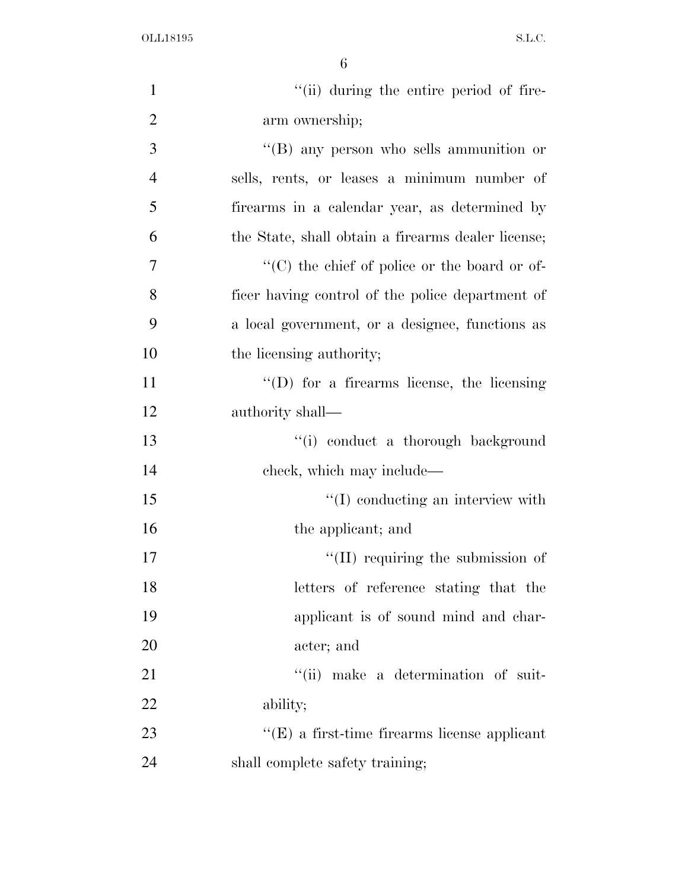''(ii) during the entire period of firearm ownership;

''(B) any person who sells ammunition or sells, rents, or leases a minimum number of firearms in a calendar year, as determined by the State, shall obtain a firearms dealer license;

''(C) the chief of police or the board or officer having control of the police department of a local government, or a designee, functions as the licensing authority;

''(D) for a firearms license, the licensing authority shall—

''(i) conduct a thorough background check, which may include—

''(I) conducting an interview with the applicant; and

''(II) requiring the submission of letters of reference stating that the applicant is of sound mind and character; and

''(ii) make a determination of suitability;

''(E) a first-time firearms license applicant shall complete safety training;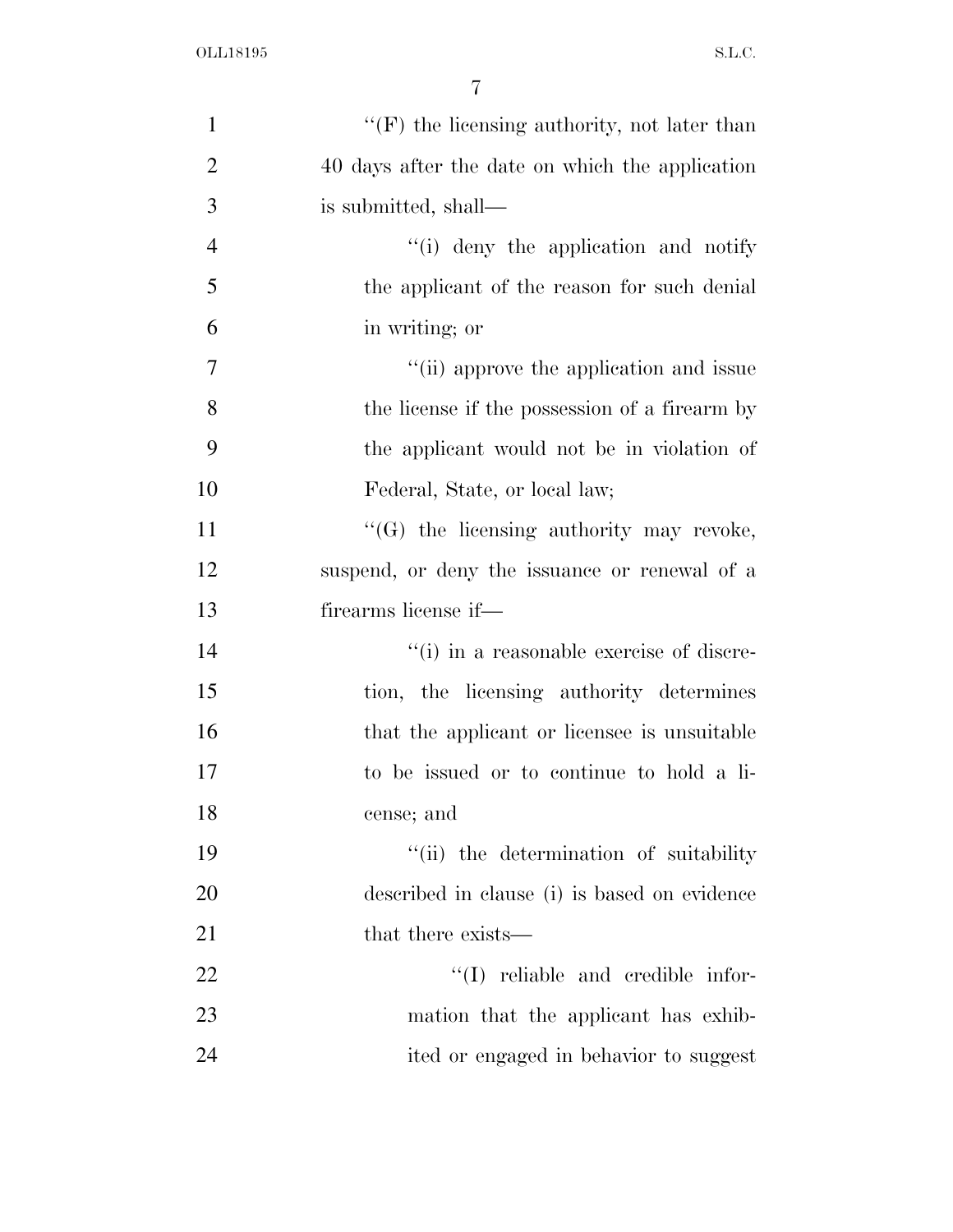''(F) the licensing authority, not later than 40 days after the date on which the application is submitted, shall—

''(i) deny the application and notify the applicant of the reason for such denial in writing; or

''(ii) approve the application and issue the license if the possession of a firearm by the applicant would not be in violation of Federal, State, or local law;

''(G) the licensing authority may revoke, suspend, or deny the issuance or renewal of a firearms license if—

''(i) in a reasonable exercise of discretion, the licensing authority determines that the applicant or licensee is unsuitable to be issued or to continue to hold a license; and

''(ii) the determination of suitability described in clause (i) is based on evidence that there exists—

''(I) reliable and credible information that the applicant has exhibited or engaged in behavior to suggest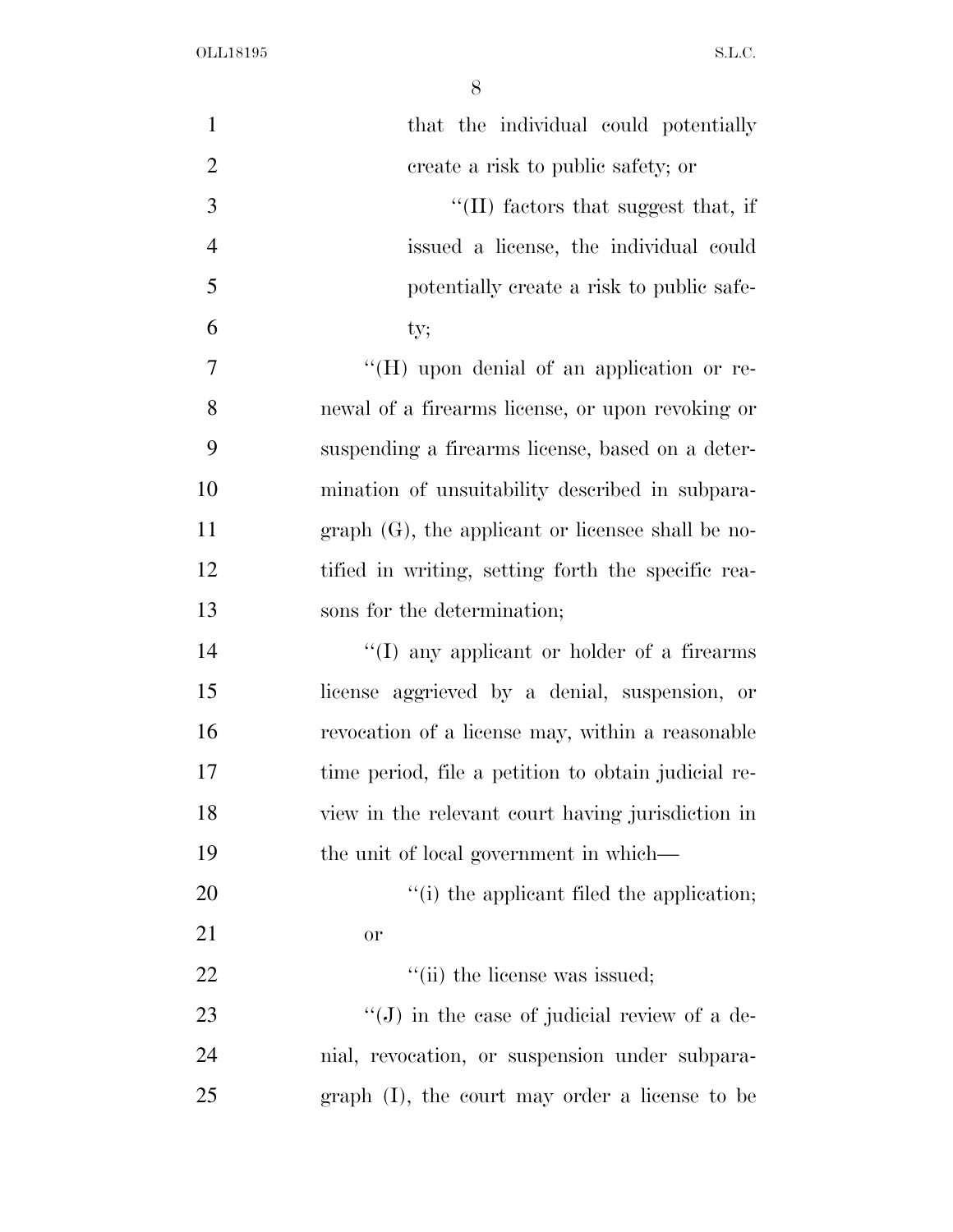that the individual could potentially create a risk to public safety; or

''(II) factors that suggest that, if issued a license, the individual could potentially create a risk to public safety;

''(H) upon denial of an application or renewal of a firearms license, or upon revoking or suspending a firearms license, based on a determination of unsuitability described in subparagraph (G), the applicant or licensee shall be notified in writing, setting forth the specific reasons for the determination;

''(I) any applicant or holder of a firearms license aggrieved by a denial, suspension, or revocation of a license may, within a reasonable time period, file a petition to obtain judicial review in the relevant court having jurisdiction in the unit of local government in which—

''(i) the applicant filed the application; or

''(ii) the license was issued;

''(J) in the case of judicial review of a denial, revocation, or suspension under subparagraph (I), the court may order a license to be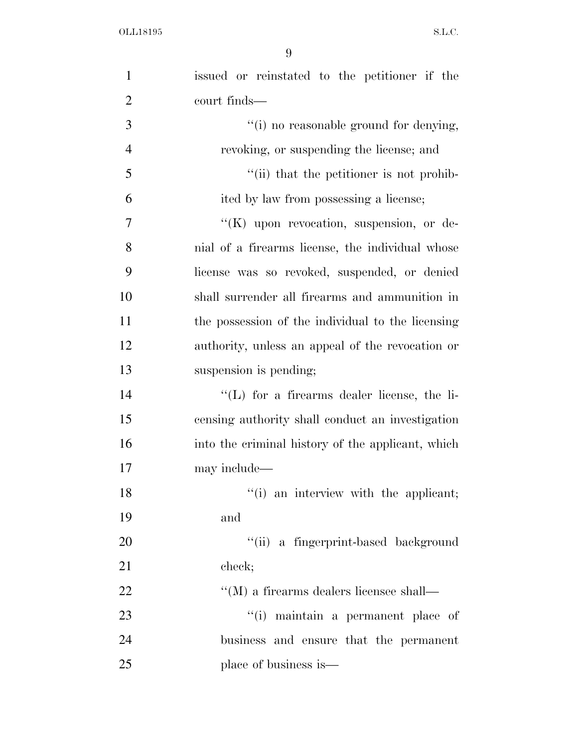issued or reinstated to the petitioner if the court finds—

''(i) no reasonable ground for denying, revoking, or suspending the license; and

''(ii) that the petitioner is not prohibited by law from possessing a license;

''(K) upon revocation, suspension, or denial of a firearms license, the individual whose license was so revoked, suspended, or denied shall surrender all firearms and ammunition in the possession of the individual to the licensing authority, unless an appeal of the revocation or suspension is pending;

''(L) for a firearms dealer license, the licensing authority shall conduct an investigation into the criminal history of the applicant, which may include—

''(i) an interview with the applicant; and

''(ii) a fingerprint-based background check;

''(M) a firearms dealers licensee shall—

''(i) maintain a permanent place of business and ensure that the permanent place of business is—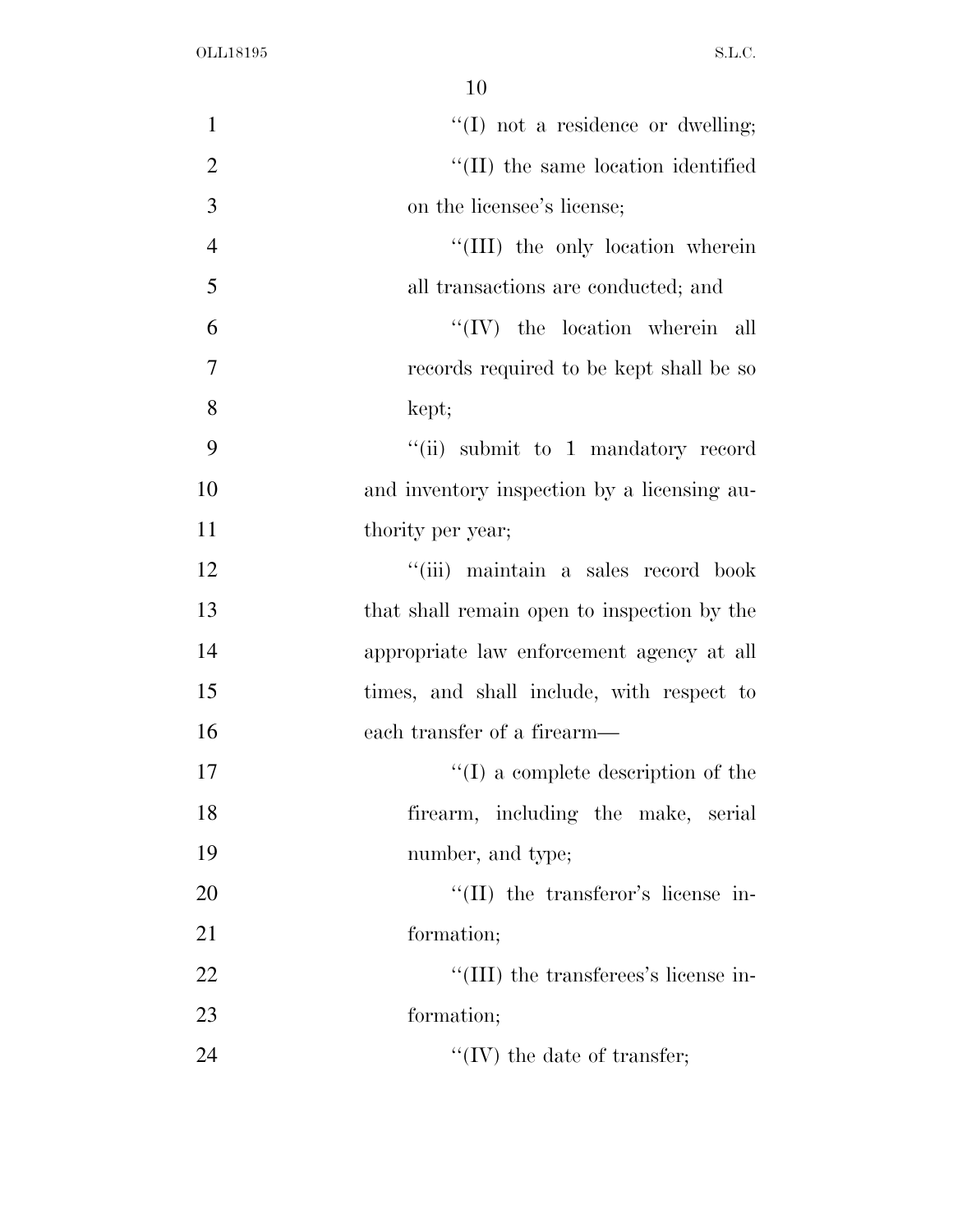''(I) not a residence or dwelling;

''(II) the same location identified on the licensee's license;

''(III) the only location wherein all transactions are conducted; and

''(IV) the location wherein all records required to be kept shall be so kept;

''(ii) submit to 1 mandatory record and inventory inspection by a licensing authority per year;

''(iii) maintain a sales record book that shall remain open to inspection by the appropriate law enforcement agency at all times, and shall include, with respect to each transfer of a firearm—

''(I) a complete description of the firearm, including the make, serial number, and type;

''(II) the transferor's license information;

''(III) the transferees's license information;

''(IV) the date of transfer;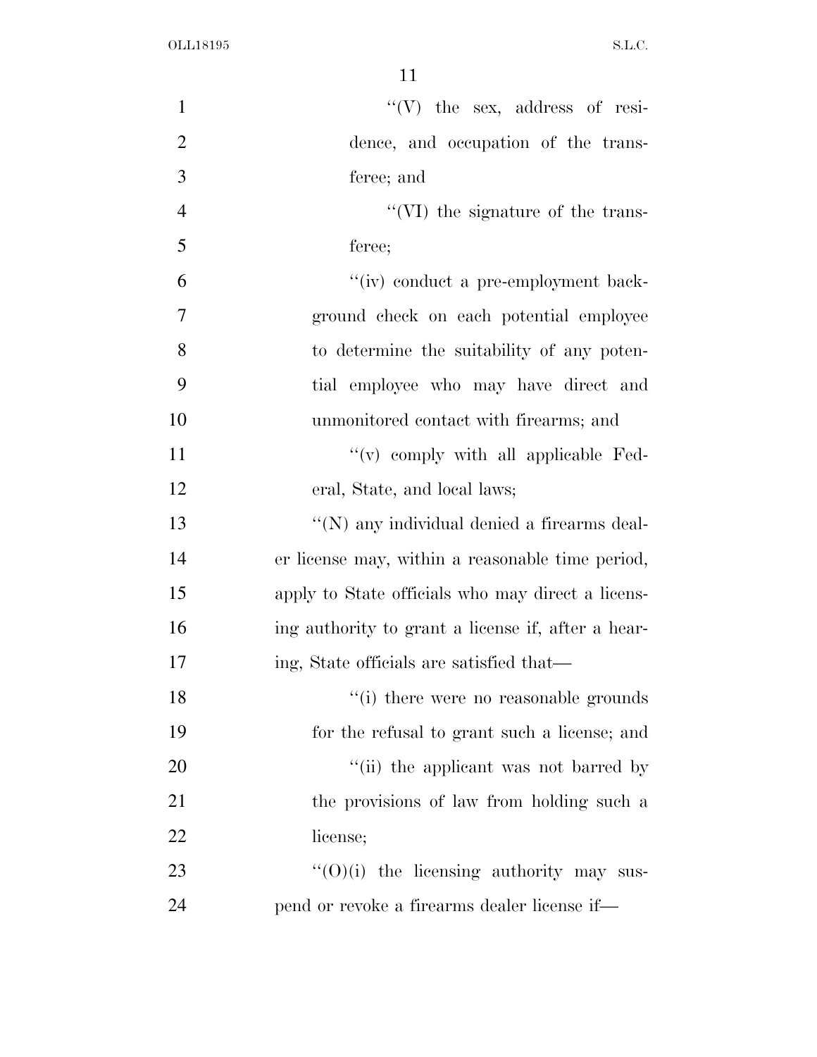"(V) the sex, address of residence, and occupation of the transferee; and

"(VI) the signature of the transferee;

"(iv) conduct a pre-employment background check on each potential employee to determine the suitability of any potential employee who may have direct and unmonitored contact with firearms; and

"(v) comply with all applicable Federal, State, and local laws;

"(N) any individual denied a firearms dealer license may, within a reasonable time period, apply to State officials who may direct a licensing authority to grant a license if, after a hearing, State officials are satisfied that—

"(i) there were no reasonable grounds for the refusal to grant such a license; and

"(ii) the applicant was not barred by the provisions of law from holding such a license;

"(O)(i) the licensing authority may suspend or revoke a firearms dealer license if—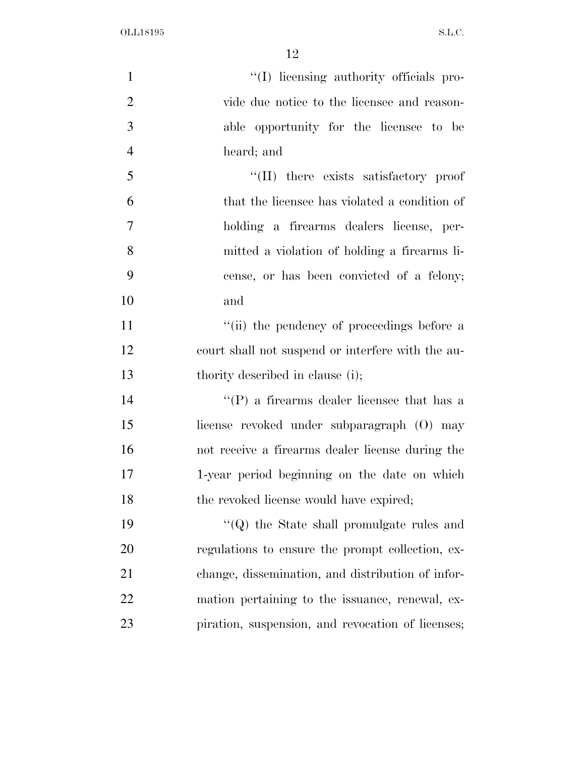''(I) licensing authority officials provide due notice to the licensee and reasonable opportunity for the licensee to be heard; and

''(II) there exists satisfactory proof that the licensee has violated a condition of holding a firearms dealers license, permitted a violation of holding a firearms license, or has been convicted of a felony; and

''(ii) the pendency of proceedings before a court shall not suspend or interfere with the authority described in clause (i);

''(P) a firearms dealer licensee that has a license revoked under subparagraph (O) may not receive a firearms dealer license during the 1-year period beginning on the date on which the revoked license would have expired;

''(Q) the State shall promulgate rules and regulations to ensure the prompt collection, exchange, dissemination, and distribution of information pertaining to the issuance, renewal, expiration, suspension, and revocation of licenses;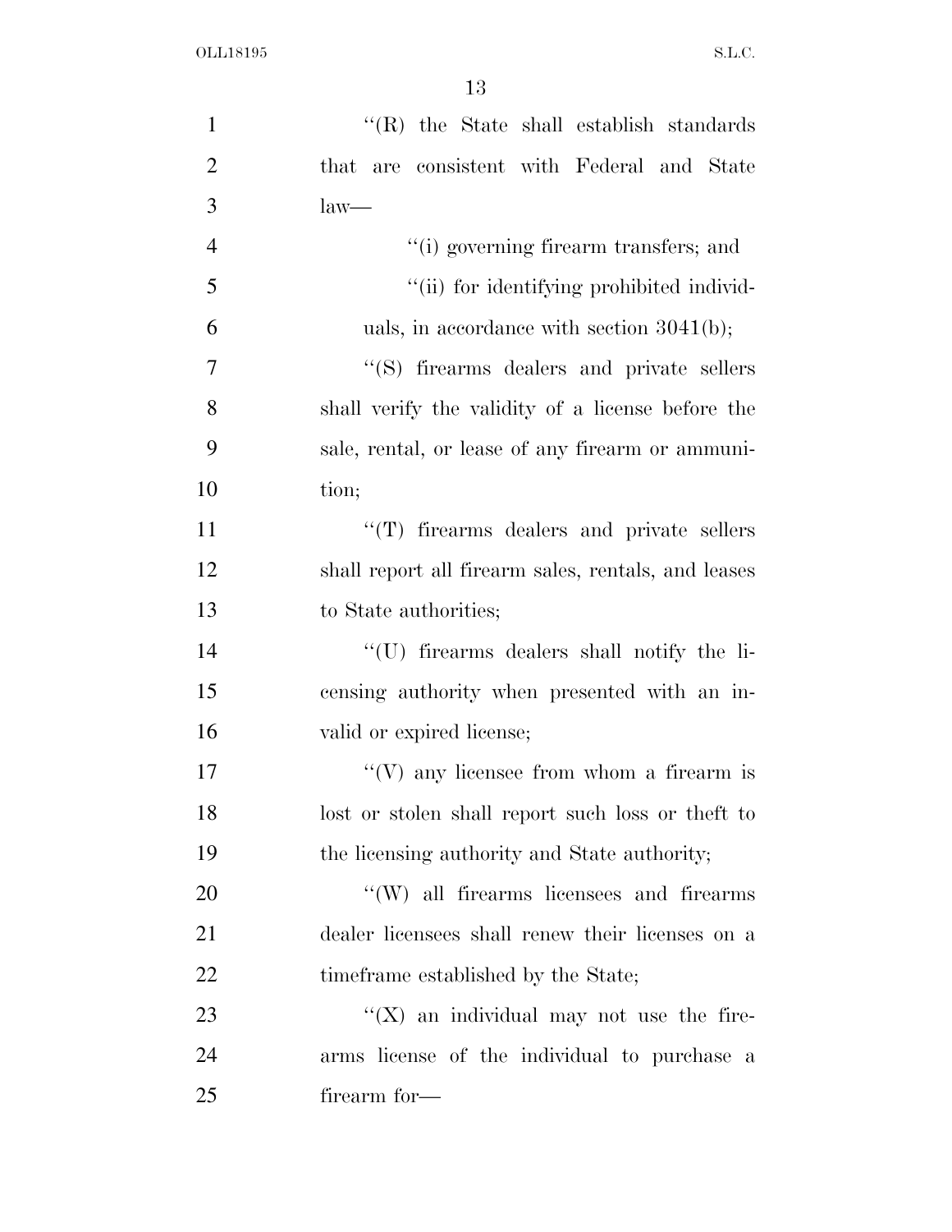''(R) the State shall establish standards that are consistent with Federal and State law—

''(i) governing firearm transfers; and

''(ii) for identifying prohibited individuals, in accordance with section 3041(b);

''(S) firearms dealers and private sellers shall verify the validity of a license before the sale, rental, or lease of any firearm or ammunition;

''(T) firearms dealers and private sellers shall report all firearm sales, rentals, and leases to State authorities;

''(U) firearms dealers shall notify the licensing authority when presented with an invalid or expired license;

''(V) any licensee from whom a firearm is lost or stolen shall report such loss or theft to the licensing authority and State authority;

''(W) all firearms licensees and firearms dealer licensees shall renew their licenses on a timeframe established by the State;

''(X) an individual may not use the firearms license of the individual to purchase a firearm for—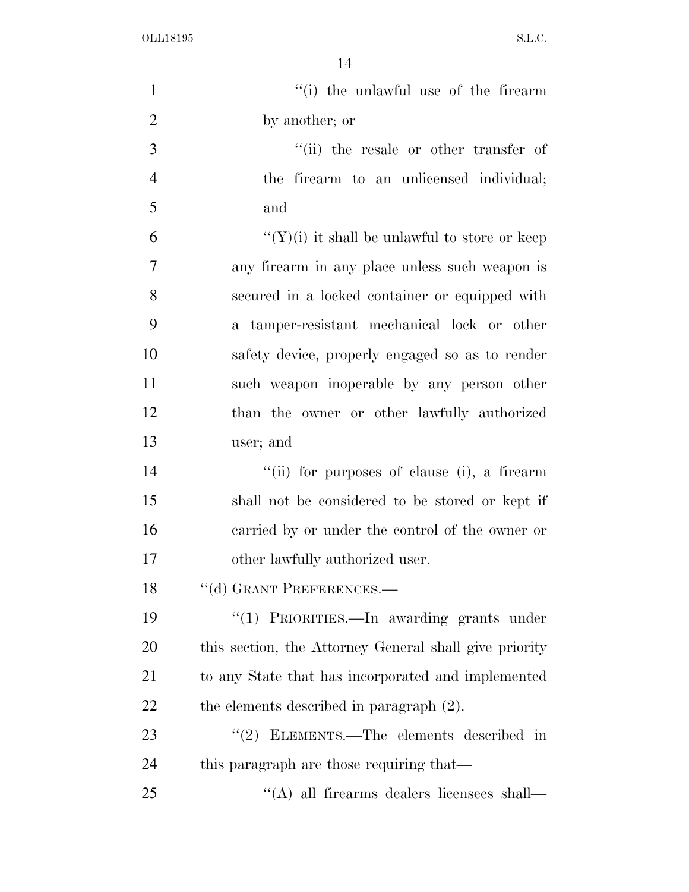''(i) the unlawful use of the firearm by another; or

''(ii) the resale or other transfer of the firearm to an unlicensed individual; and

''(Y)(i) it shall be unlawful to store or keep any firearm in any place unless such weapon is secured in a locked container or equipped with a tamper-resistant mechanical lock or other safety device, properly engaged so as to render such weapon inoperable by any person other than the owner or other lawfully authorized user; and

''(ii) for purposes of clause (i), a firearm shall not be considered to be stored or kept if carried by or under the control of the owner or other lawfully authorized user.

''(d) GRANT PREFERENCES.—

''(1) PRIORITIES.—In awarding grants under this section, the Attorney General shall give priority to any State that has incorporated and implemented the elements described in paragraph (2).

''(2) ELEMENTS.—The elements described in this paragraph are those requiring that—

''(A) all firearms dealers licensees shall—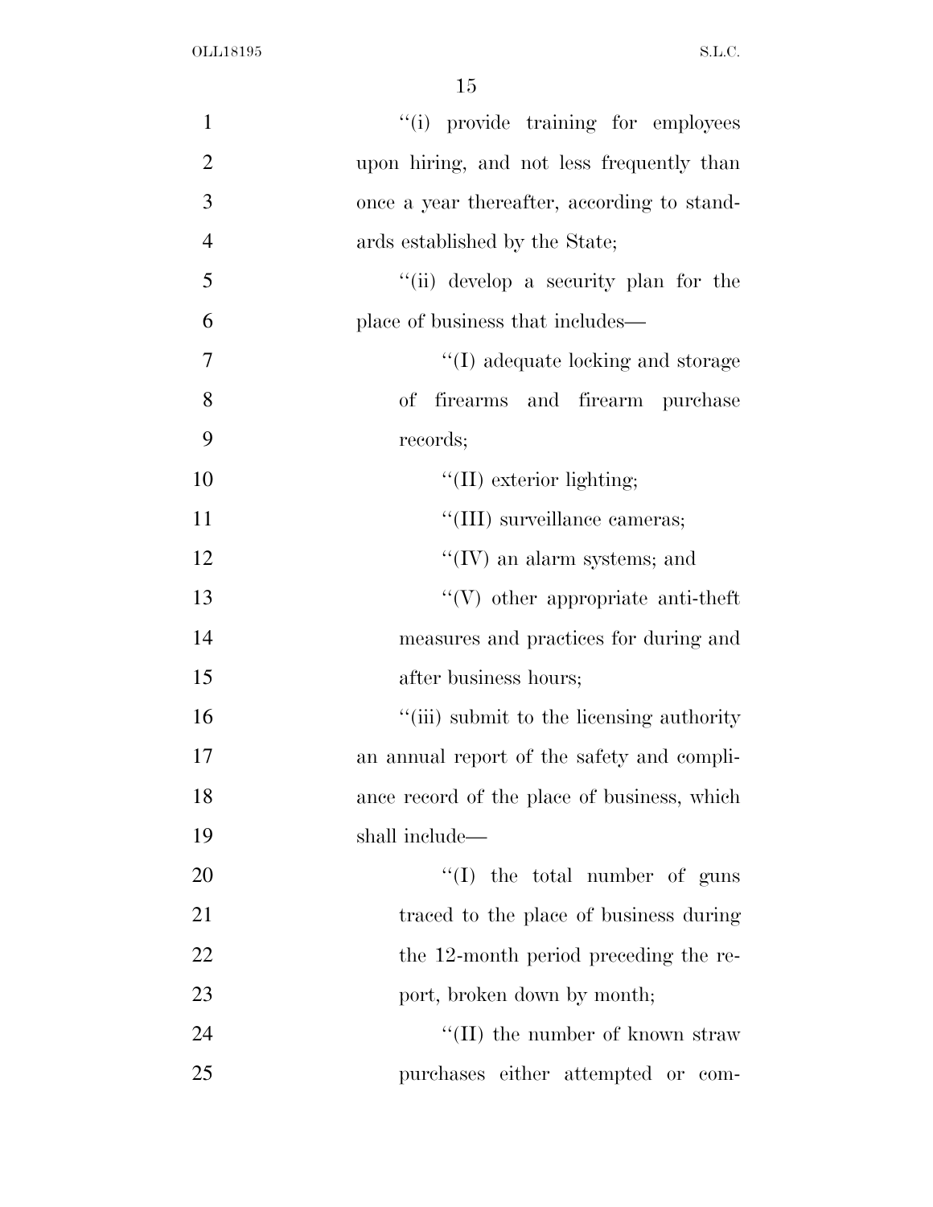''(i) provide training for employees upon hiring, and not less frequently than once a year thereafter, according to standards established by the State;

''(ii) develop a security plan for the place of business that includes—

''(I) adequate locking and storage of firearms and firearm purchase records;

''(II) exterior lighting;

''(III) surveillance cameras;

''(IV) an alarm systems; and

''(V) other appropriate anti-theft measures and practices for during and after business hours;

''(iii) submit to the licensing authority an annual report of the safety and compliance record of the place of business, which shall include—

''(I) the total number of guns traced to the place of business during the 12-month period preceding the report, broken down by month;

''(II) the number of known straw purchases either attempted or com-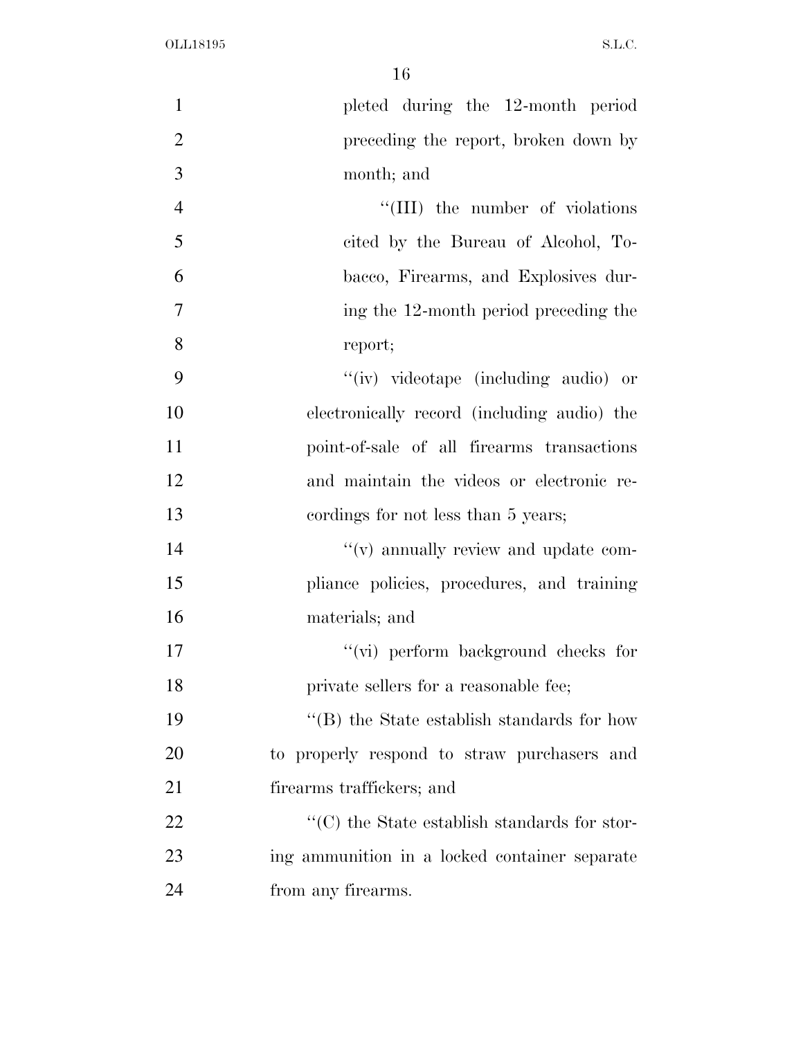pleted during the 12-month period preceding the report, broken down by month; and

''(III) the number of violations cited by the Bureau of Alcohol, Tobacco, Firearms, and Explosives during the 12-month period preceding the report;

''(iv) videotape (including audio) or electronically record (including audio) the point-of-sale of all firearms transactions and maintain the videos or electronic recordings for not less than 5 years;

''(v) annually review and update compliance policies, procedures, and training materials; and

''(vi) perform background checks for private sellers for a reasonable fee;

''(B) the State establish standards for how to properly respond to straw purchasers and firearms traffickers; and

''(C) the State establish standards for storing ammunition in a locked container separate from any firearms.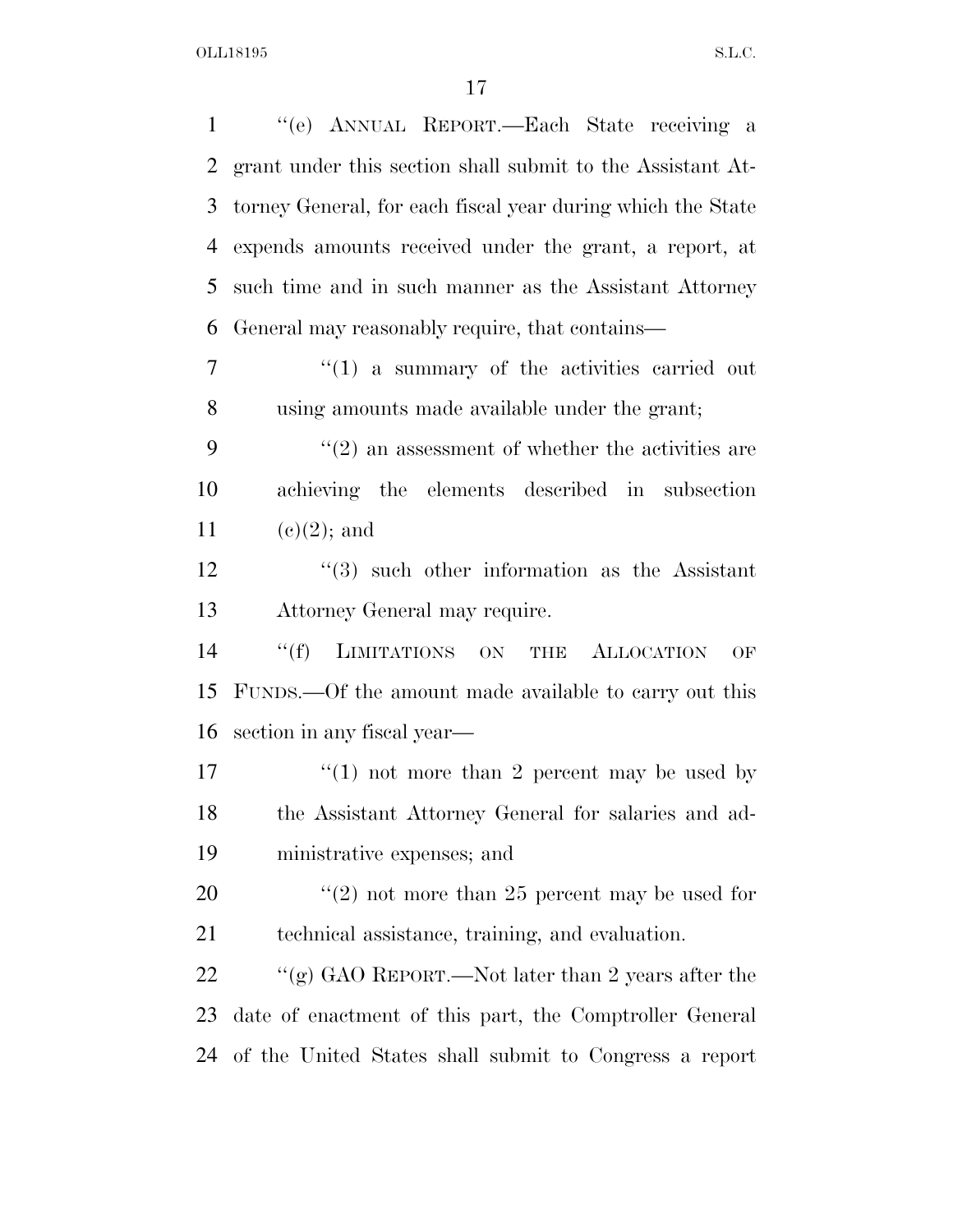"(e) ANNUAL REPORT.—Each State receiving a grant under this section shall submit to the Assistant Attorney General, for each fiscal year during which the State expends amounts received under the grant, a report, at such time and in such manner as the Assistant Attorney General may reasonably require, that contains—

"(1) a summary of the activities carried out using amounts made available under the grant;

"(2) an assessment of whether the activities are achieving the elements described in subsection (c)(2); and

"(3) such other information as the Assistant Attorney General may require.

"(f) LIMITATIONS ON THE ALLOCATION OF FUNDS.—Of the amount made available to carry out this section in any fiscal year—

"(1) not more than 2 percent may be used by the Assistant Attorney General for salaries and administrative expenses; and

"(2) not more than 25 percent may be used for technical assistance, training, and evaluation.

"(g) GAO REPORT.—Not later than 2 years after the date of enactment of this part, the Comptroller General of the United States shall submit to Congress a report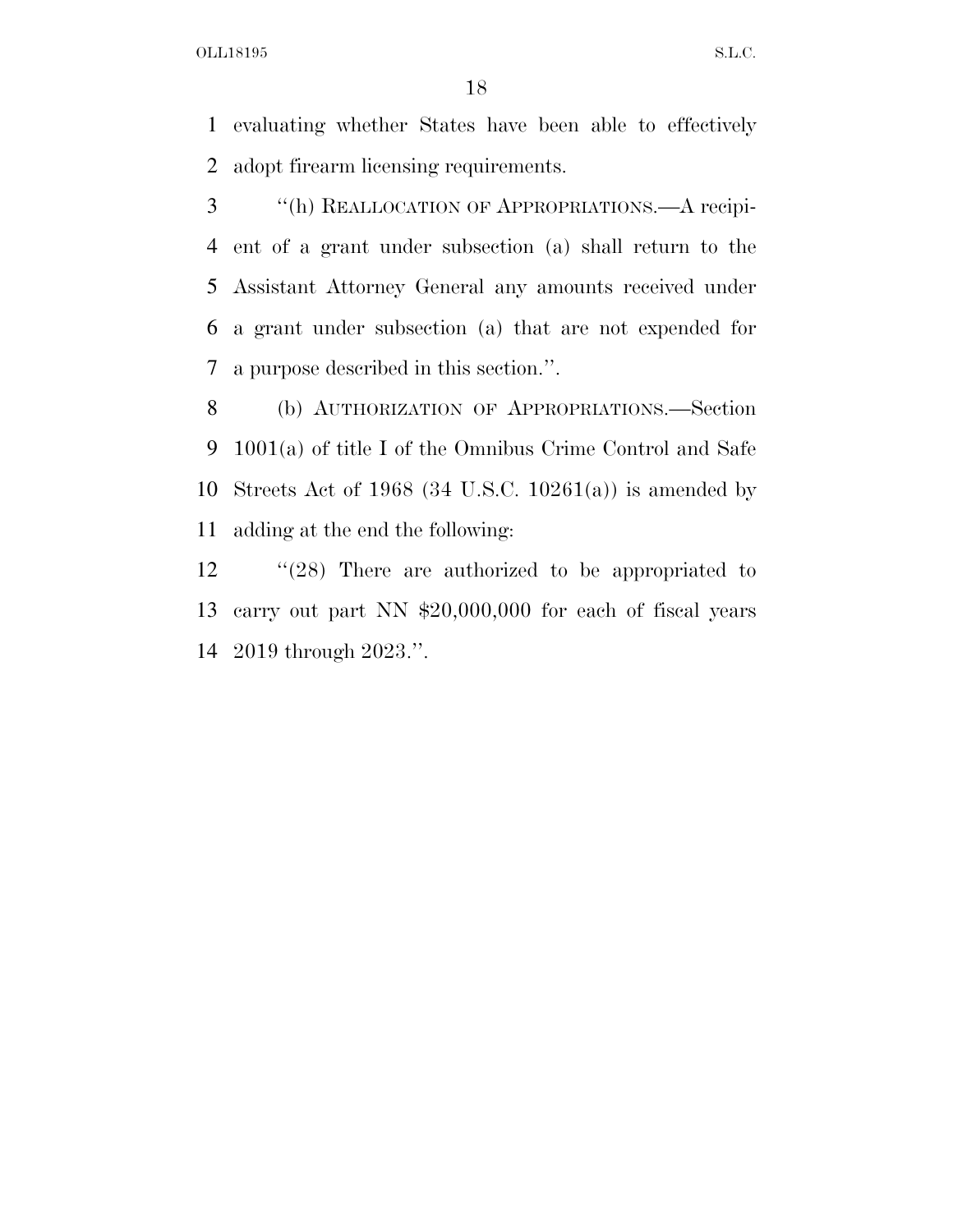evaluating whether States have been able to effectively adopt firearm licensing requirements.

''(h) REALLOCATION OF APPROPRIATIONS.—A recipient of a grant under subsection (a) shall return to the Assistant Attorney General any amounts received under a grant under subsection (a) that are not expended for a purpose described in this section.''.

(b) AUTHORIZATION OF APPROPRIATIONS.—Section 1001(a) of title I of the Omnibus Crime Control and Safe Streets Act of 1968 (34 U.S.C. 10261(a)) is amended by adding at the end the following:

''(28) There are authorized to be appropriated to carry out part NN $20,000,000 for each of fiscal years 2019 through 2023.''.